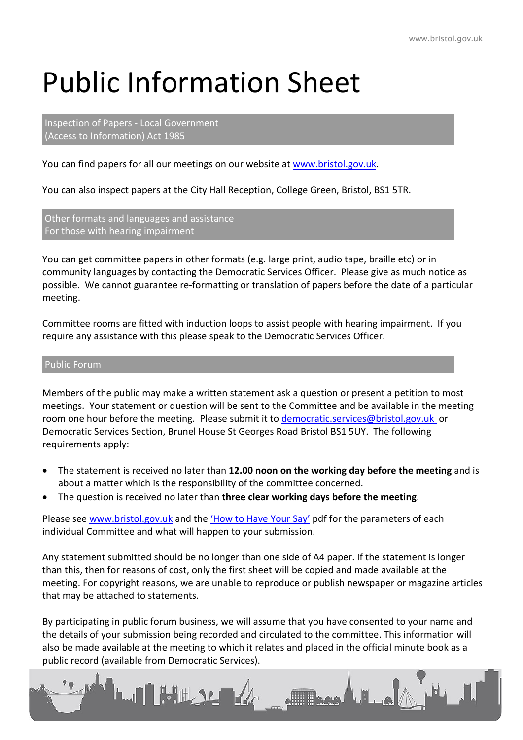# Public Information Sheet

## Inspection of Papers - Local Government (Access to Information) Act 1985

You can find papers for all our meetings on our website at www.bristol.gov.uk.

You can also inspect papers at the City Hall Reception, College Green, Bristol, BS1 5TR.

## Other formats and languages and assistance For those with hearing impairment

You can get committee papers in other formats (e.g. large print, audio tape, braille etc) or in community languages by contacting the Democratic Services Officer. Please give as much notice as possible. We cannot guarantee re-formatting or translation of papers before the date of a particular meeting.

Committee rooms are fitted with induction loops to assist people with hearing impairment. If you require any assistance with this please speak to the Democratic Services Officer.

## Public Forum

Members of the public may make a written statement ask a question or present a petition to most meetings. Your statement or question will be sent to the Committee and be available in the meeting room one hour before the meeting. Please submit it to democratic.services@bristol.gov.uk or Democratic Services Section, Brunel House St Georges Road Bristol BS1 5UY. The following requirements apply:

- The statement is received no later than **12.00 noon on the working day before the meeting** and is about a matter which is the responsibility of the committee concerned.
- The question is received no later than **three clear working days before the meeting**.

Please see www.bristol.gov.uk and the 'How to Have Your Say' pdf for the parameters of each individual Committee and what will happen to your submission.

Any statement submitted should be no longer than one side of A4 paper. If the statement is longer than this, then for reasons of cost, only the first sheet will be copied and made available at the meeting. For copyright reasons, we are unable to reproduce or publish newspaper or magazine articles that may be attached to statements.

By participating in public forum business, we will assume that you have consented to your name and the details of your submission being recorded and circulated to the committee. This information will also be made available at the meeting to which it relates and placed in the official minute book as a public record (available from Democratic Services).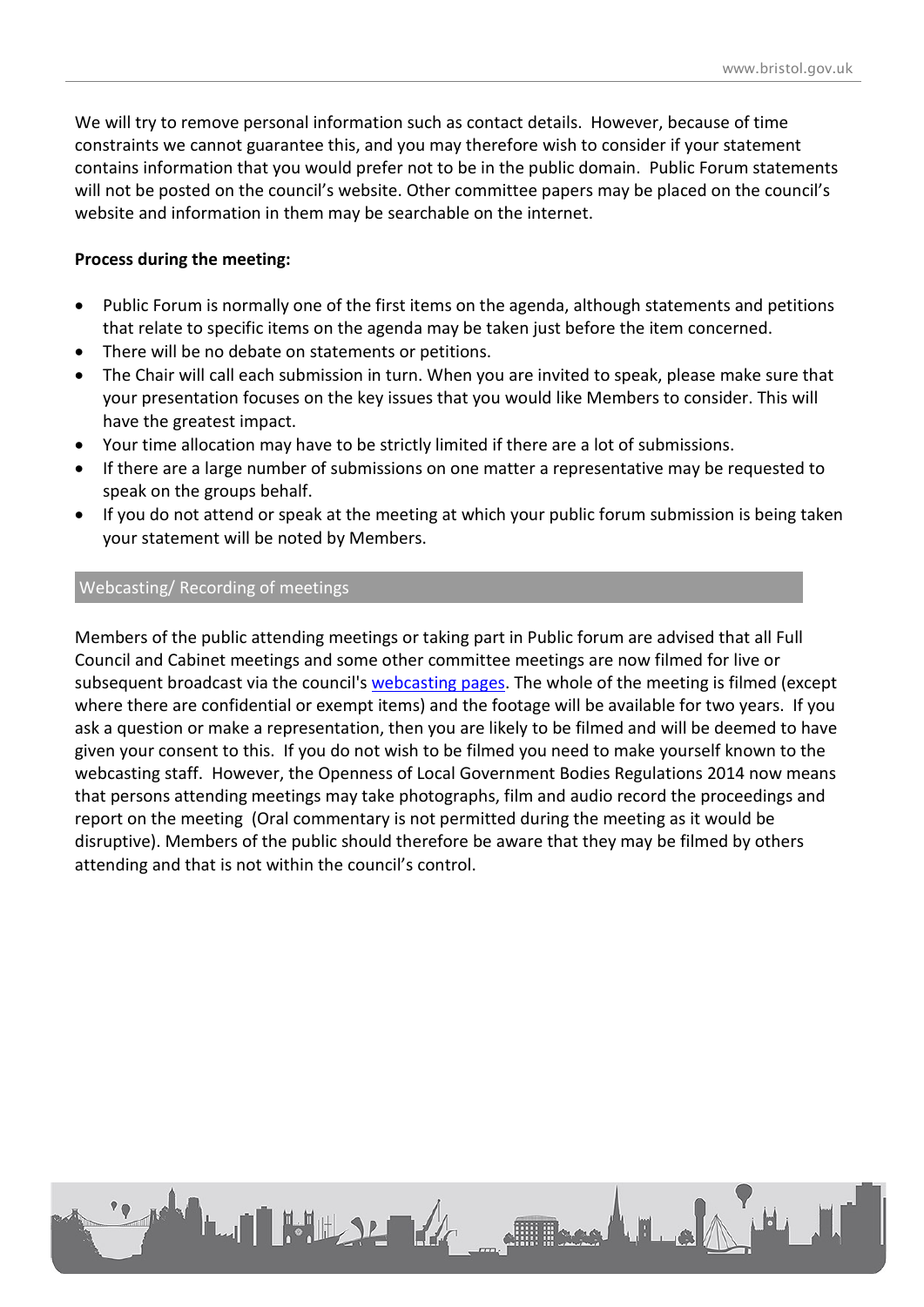We will try to remove personal information such as contact details. However, because of time constraints we cannot guarantee this, and you may therefore wish to consider if your statement contains information that you would prefer not to be in the public domain. Public Forum statements will not be posted on the council's website. Other committee papers may be placed on the council's website and information in them may be searchable on the internet.

**Process during the meeting:**

- Public Forum is normally one of the first items on the agenda, although statements and petitions that relate to specific items on the agenda may be taken just before the item concerned.
- There will be no debate on statements or petitions.
- The Chair will call each submission in turn. When you are invited to speak, please make sure that your presentation focuses on the key issues that you would like Members to consider. This will have the greatest impact.
- Your time allocation may have to be strictly limited if there are a lot of submissions.
- If there are a large number of submissions on one matter a representative may be requested to speak on the groups behalf.
- If you do not attend or speak at the meeting at which your public forum submission is being taken your statement will be noted by Members.

## Webcasting/ Recording of meetings

Members of the public attending meetings or taking part in Public forum are advised that all Full Council and Cabinet meetings and some other committee meetings are now filmed for live or subsequent broadcast via the council's webcasting pages. The whole of the meeting is filmed (except where there are confidential or exempt items) and the footage will be available for two years. If you ask a question or make a representation, then you are likely to be filmed and will be deemed to have given your consent to this. If you do not wish to be filmed you need to make yourself known to the webcasting staff. However, the Openness of Local Government Bodies Regulations 2014 now means that persons attending meetings may take photographs, film and audio record the proceedings and report on the meeting (Oral commentary is not permitted during the meeting as it would be disruptive). Members of the public should therefore be aware that they may be filmed by others attending and that is not within the council's control.